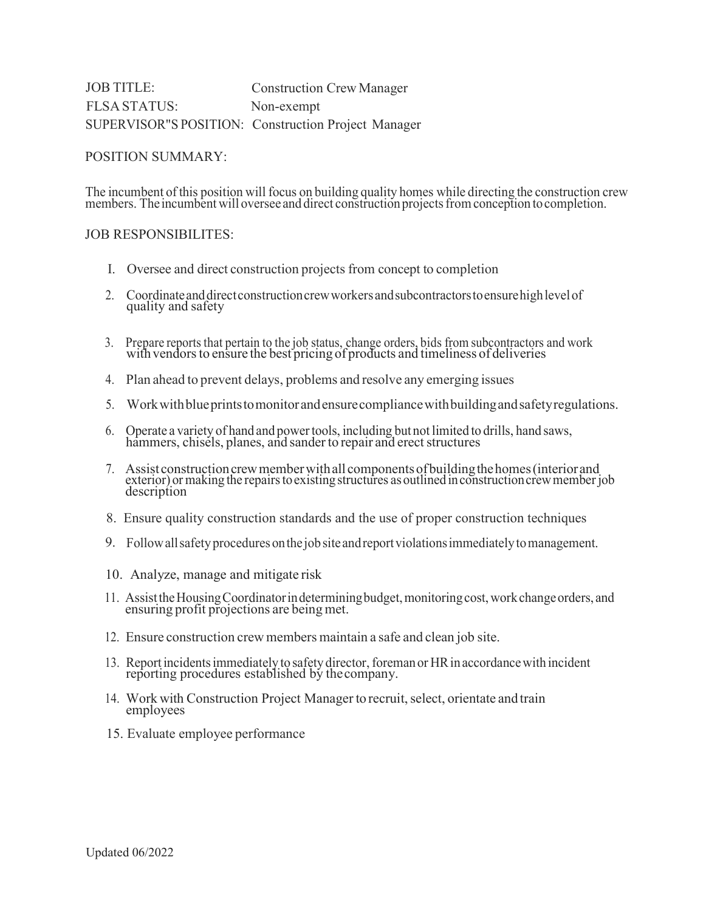JOB TITLE: Construction Crew Manager
FLSA STATUS: Non-exempt
SUPERVISOR"S POSITION: Construction Project Manager

POSITION SUMMARY:

The incumbent of this position will focus on building quality homes while directing the construction crew members. The incumbent will oversee and direct construction projects from conception to completion.

JOB RESPONSIBILITES:

I. Oversee and direct construction projects from concept to completion

2. Coordinate and direct construction crew workers and subcontractors to ensure high level of quality and safety

3. Prepare reports that pertain to the job status, change orders, bids from subcontractors and work with vendors to ensure the best pricing of products and timeliness of deliveries

4. Plan ahead to prevent delays, problems and resolve any emerging issues

5. Work with blueprints to monitor and ensure compliance with building and safety regulations.

6. Operate a variety of hand and power tools, including but not limited to drills, hand saws, hammers, chisels, planes, and sander to repair and erect structures

7. Assist construction crew member with all components of building the homes (interior and exterior) or making the repairs to existing structures as outlined in construction crew member job description

8. Ensure quality construction standards and the use of proper construction techniques

9. Follow all safety procedures on the job site and report violations immediately to management.

10. Analyze, manage and mitigate risk

11. Assist the Housing Coordinator in determining budget, monitoring cost, work change orders, and ensuring profit projections are being met.

12. Ensure construction crew members maintain a safe and clean job site.

13. Report incidents immediately to safety director, foreman or HR in accordance with incident reporting procedures established by the company.

14. Work with Construction Project Manager to recruit, select, orientate and train employees

15. Evaluate employee performance

Updated 06/2022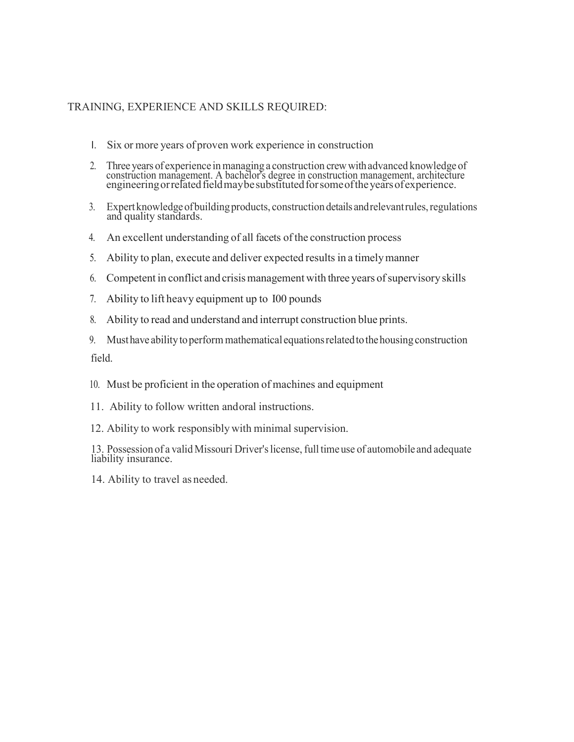TRAINING, EXPERIENCE AND SKILLS REQUIRED:

1. Six or more years of proven work experience in construction
2. Three years of experience in managing a construction crew with advanced knowledge of construction management. A bachelor's degree in construction management, architecture engineering or related field may be substituted for some of the years of experience.
3. Expert knowledge of building products, construction details and relevant rules, regulations and quality standards.
4. An excellent understanding of all facets of the construction process
5. Ability to plan, execute and deliver expected results in a timely manner
6. Competent in conflict and crisis management with three years of supervisory skills
7. Ability to lift heavy equipment up to I00 pounds
8. Ability to read and understand and interrupt construction blue prints.
9. Must have ability to perform mathematical equations related to the housing construction field.
10. Must be proficient in the operation of machines and equipment
11. Ability to follow written and oral instructions.
12. Ability to work responsibly with minimal supervision.
13. Possession of a valid Missouri Driver's license, full time use of automobile and adequate liability insurance.
14. Ability to travel as needed.